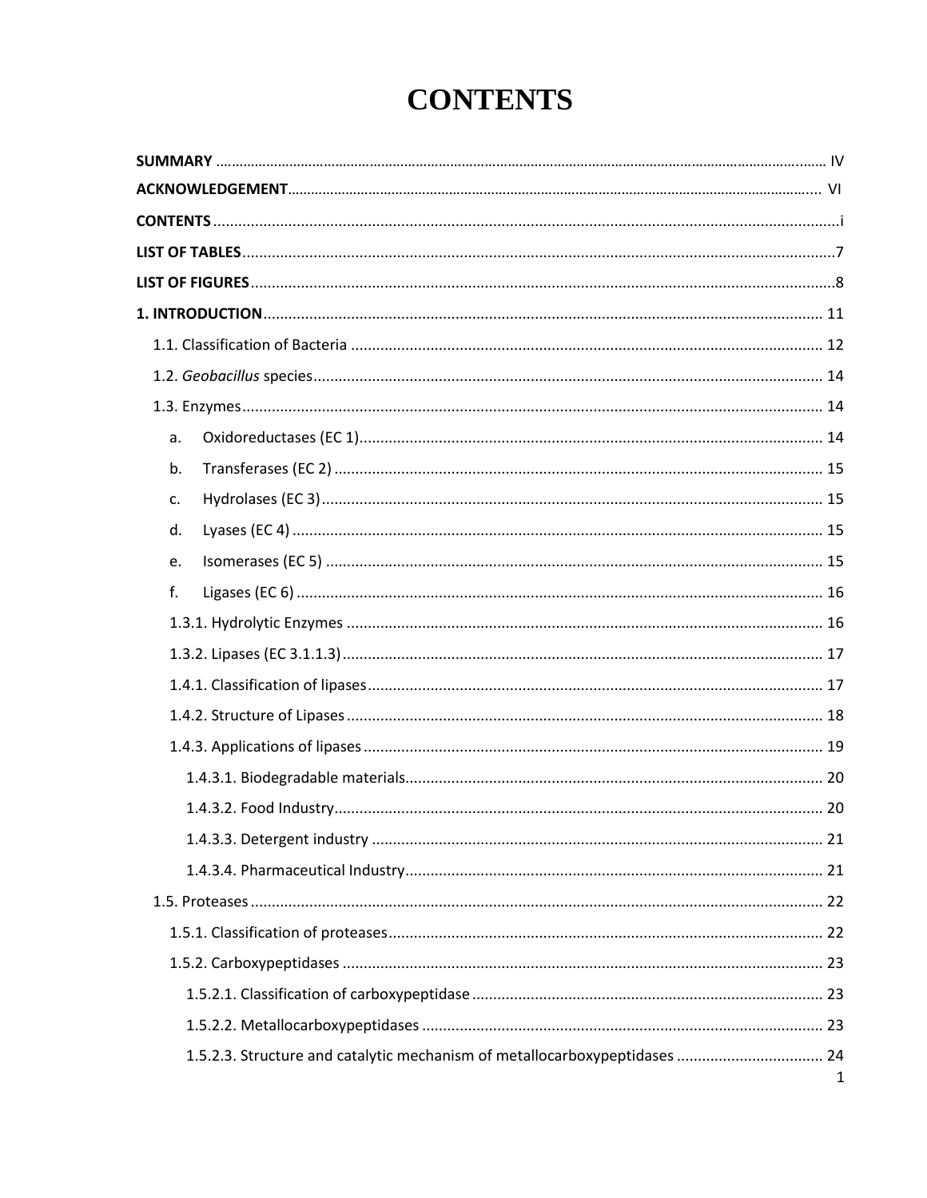# CONTENTS

**SUMMARY** ........................................................................ IV

**ACKNOWLEDGEMENT**........................................................................ VI

**CONTENTS** ........................................................................ i

**LIST OF TABLES**........................................................................ 7

**LIST OF FIGURES**........................................................................ 8

**1. INTRODUCTION**........................................................................ 11

- 1.1. Classification of Bacteria ........................................................................ 12
- 1.2. *Geobacillus* species........................................................................ 14
- 1.3. Enzymes........................................................................ 14
  - a. Oxidoreductases (EC 1)........................................................................ 14
  - b. Transferases (EC 2) ........................................................................ 15
  - c. Hydrolases (EC 3)........................................................................ 15
  - d. Lyases (EC 4) ........................................................................ 15
  - e. Isomerases (EC 5) ........................................................................ 15
  - f. Ligases (EC 6) ........................................................................ 16
  - 1.3.1. Hydrolytic Enzymes ........................................................................ 16
  - 1.3.2. Lipases (EC 3.1.1.3)........................................................................ 17
  - 1.4.1. Classification of lipases........................................................................ 17
  - 1.4.2. Structure of Lipases ........................................................................ 18
  - 1.4.3. Applications of lipases ........................................................................ 19
    - 1.4.3.1. Biodegradable materials........................................................................ 20
    - 1.4.3.2. Food Industry........................................................................ 20
    - 1.4.3.3. Detergent industry ........................................................................ 21
    - 1.4.3.4. Pharmaceutical Industry........................................................................ 21
- 1.5. Proteases ........................................................................ 22
  - 1.5.1. Classification of proteases........................................................................ 22
  - 1.5.2. Carboxypeptidases ........................................................................ 23
    - 1.5.2.1. Classification of carboxypeptidase ........................................................................ 23
    - 1.5.2.2. Metallocarboxypeptidases ........................................................................ 23
    - 1.5.2.3. Structure and catalytic mechanism of metallocarboxypeptidases ........................................................................ 24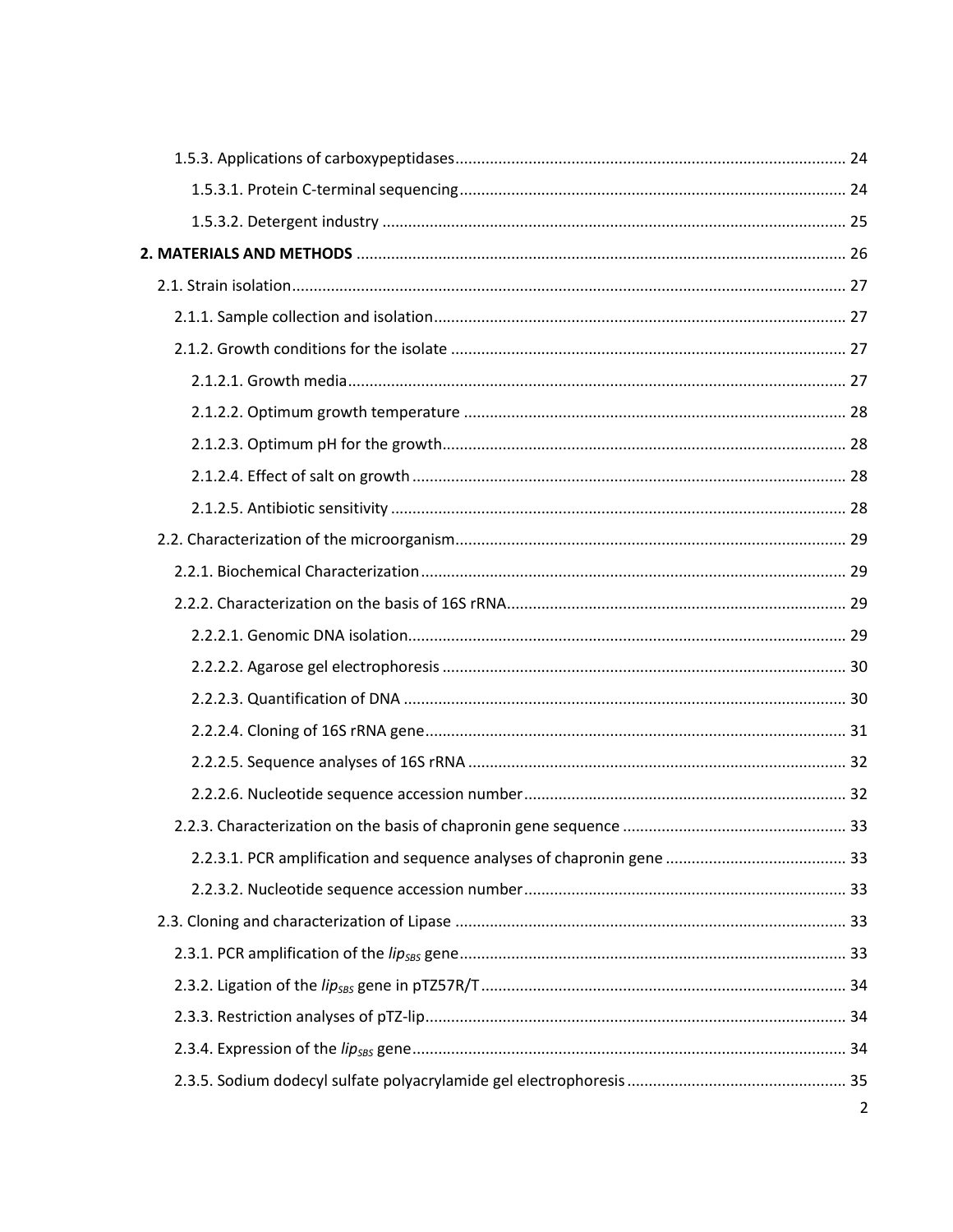1.5.3. Applications of carboxypeptidases .......... 24

1.5.3.1. Protein C-terminal sequencing .......... 24

1.5.3.2. Detergent industry .......... 25

**2. MATERIALS AND METHODS** .......... 26

2.1. Strain isolation .......... 27

2.1.1. Sample collection and isolation .......... 27

2.1.2. Growth conditions for the isolate .......... 27

2.1.2.1. Growth media .......... 27

2.1.2.2. Optimum growth temperature .......... 28

2.1.2.3. Optimum pH for the growth .......... 28

2.1.2.4. Effect of salt on growth .......... 28

2.1.2.5. Antibiotic sensitivity .......... 28

2.2. Characterization of the microorganism .......... 29

2.2.1. Biochemical Characterization .......... 29

2.2.2. Characterization on the basis of 16S rRNA .......... 29

2.2.2.1. Genomic DNA isolation .......... 29

2.2.2.2. Agarose gel electrophoresis .......... 30

2.2.2.3. Quantification of DNA .......... 30

2.2.2.4. Cloning of 16S rRNA gene .......... 31

2.2.2.5. Sequence analyses of 16S rRNA .......... 32

2.2.2.6. Nucleotide sequence accession number .......... 32

2.2.3. Characterization on the basis of chapronin gene sequence .......... 33

2.2.3.1. PCR amplification and sequence analyses of chapronin gene .......... 33

2.2.3.2. Nucleotide sequence accession number .......... 33

2.3. Cloning and characterization of Lipase .......... 33

2.3.1. PCR amplification of the $lip_{SBS}$ gene .......... 33

2.3.2. Ligation of the $lip_{SBS}$ gene in pTZ57R/T .......... 34

2.3.3. Restriction analyses of pTZ-lip .......... 34

2.3.4. Expression of the $lip_{SBS}$ gene .......... 34

2.3.5. Sodium dodecyl sulfate polyacrylamide gel electrophoresis .......... 35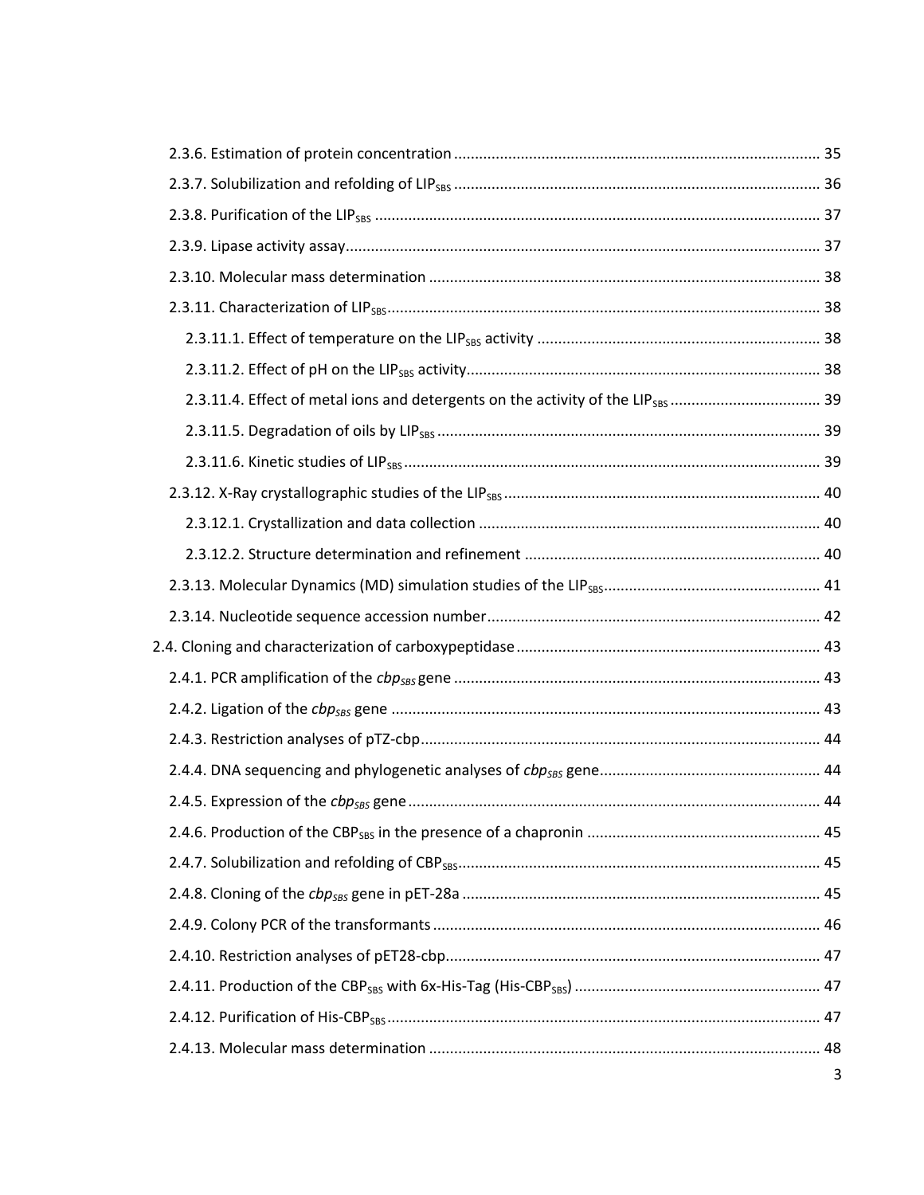2.3.6. Estimation of protein concentration ........................................................................................ 35

2.3.7. Solubilization and refolding of $LIP_{SBS}$ ........................................................................................ 36

2.3.8. Purification of the $LIP_{SBS}$ ........................................................................................ 37

2.3.9. Lipase activity assay........................................................................................ 37

2.3.10. Molecular mass determination ........................................................................................ 38

2.3.11. Characterization of $LIP_{SBS}$........................................................................................ 38

2.3.11.1. Effect of temperature on the $LIP_{SBS}$ activity ........................................................................................ 38

2.3.11.2. Effect of pH on the $LIP_{SBS}$ activity........................................................................................ 38

2.3.11.4. Effect of metal ions and detergents on the activity of the $LIP_{SBS}$ ........................................................................................ 39

2.3.11.5. Degradation of oils by $LIP_{SBS}$ ........................................................................................ 39

2.3.11.6. Kinetic studies of $LIP_{SBS}$ ........................................................................................ 39

2.3.12. X-Ray crystallographic studies of the $LIP_{SBS}$ ........................................................................................ 40

2.3.12.1. Crystallization and data collection ........................................................................................ 40

2.3.12.2. Structure determination and refinement ........................................................................................ 40

2.3.13. Molecular Dynamics (MD) simulation studies of the $LIP_{SBS}$........................................................................................ 41

2.3.14. Nucleotide sequence accession number........................................................................................ 42

2.4. Cloning and characterization of carboxypeptidase ........................................................................................ 43

2.4.1. PCR amplification of the *$cbp_{SBS}$* gene ........................................................................................ 43

2.4.2. Ligation of the *$cbp_{SBS}$* gene ........................................................................................ 43

2.4.3. Restriction analyses of pTZ-cbp........................................................................................ 44

2.4.4. DNA sequencing and phylogenetic analyses of *$cbp_{SBS}$* gene........................................................................................ 44

2.4.5. Expression of the *$cbp_{SBS}$* gene ........................................................................................ 44

2.4.6. Production of the $CBP_{SBS}$ in the presence of a chapronin ........................................................................................ 45

2.4.7. Solubilization and refolding of $CBP_{SBS}$........................................................................................ 45

2.4.8. Cloning of the *$cbp_{SBS}$* gene in pET-28a ........................................................................................ 45

2.4.9. Colony PCR of the transformants ........................................................................................ 46

2.4.10. Restriction analyses of pET28-cbp........................................................................................ 47

2.4.11. Production of the $CBP_{SBS}$ with 6x-His-Tag (His-$CBP_{SBS}$) ........................................................................................ 47

2.4.12. Purification of His-$CBP_{SBS}$ ........................................................................................ 47

2.4.13. Molecular mass determination ........................................................................................ 48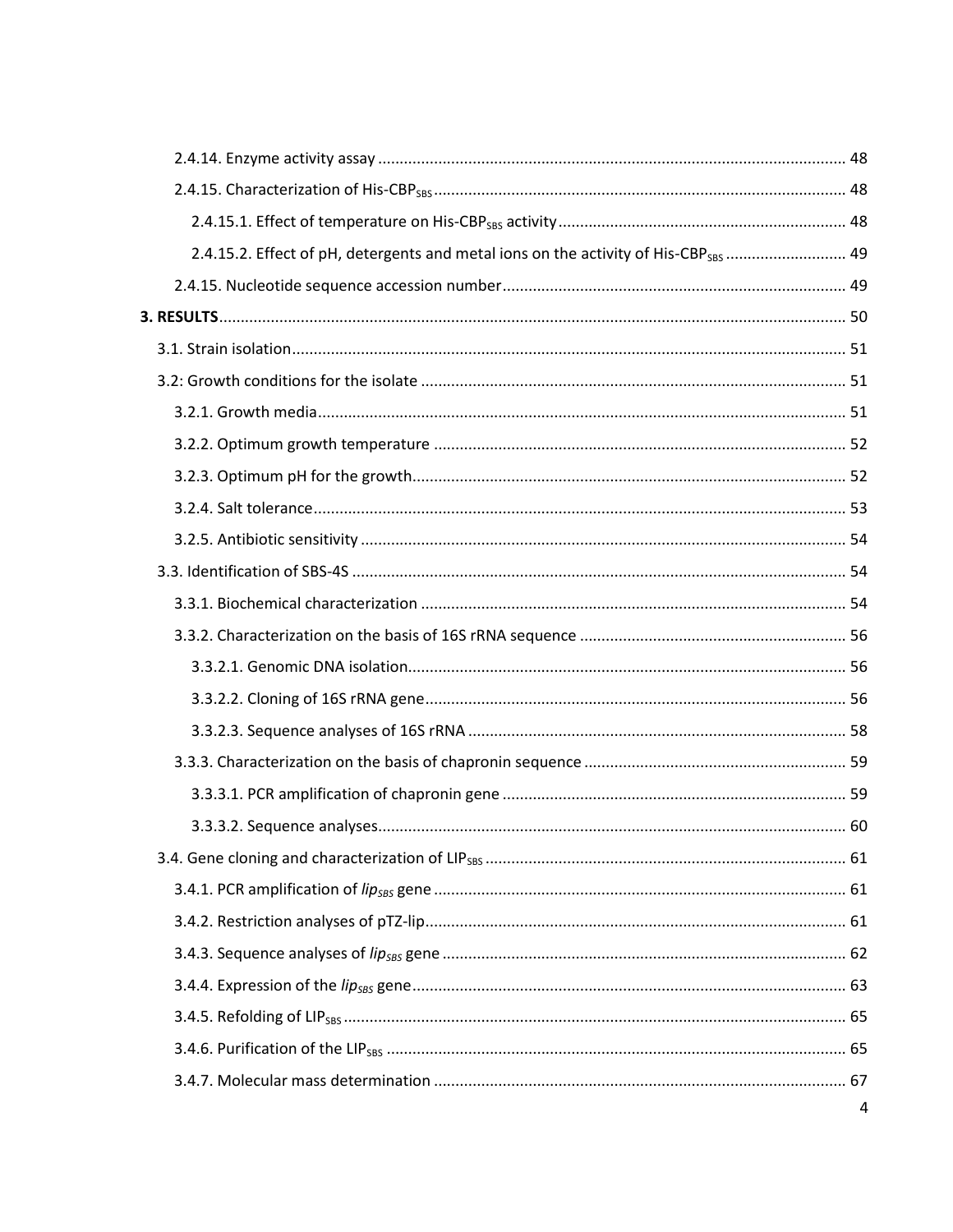2.4.14. Enzyme activity assay ........................................................................................................... 48

2.4.15. Characterization of His-CBP$_{SBS}$ .............................................................................................. 48

2.4.15.1. Effect of temperature on His-CBP$_{SBS}$ activity .................................................................. 48

2.4.15.2. Effect of pH, detergents and metal ions on the activity of His-CBP$_{SBS}$ ........................... 49

2.4.15. Nucleotide sequence accession number ............................................................................... 49

**3. RESULTS** ............................................................................................................................................ 50

3.1. Strain isolation ................................................................................................................................ 51

3.2: Growth conditions for the isolate .................................................................................................. 51

3.2.1. Growth media ........................................................................................................................... 51

3.2.2. Optimum growth temperature ................................................................................................ 52

3.2.3. Optimum pH for the growth .................................................................................................... 52

3.2.4. Salt tolerance ............................................................................................................................ 53

3.2.5. Antibiotic sensitivity ................................................................................................................. 54

3.3. Identification of SBS-4S .................................................................................................................. 54

3.3.1. Biochemical characterization .................................................................................................. 54

3.3.2. Characterization on the basis of 16S rRNA sequence ............................................................. 56

3.3.2.1. Genomic DNA isolation ..................................................................................................... 56

3.3.2.2. Cloning of 16S rRNA gene ................................................................................................. 56

3.3.2.3. Sequence analyses of 16S rRNA ....................................................................................... 58

3.3.3. Characterization on the basis of chapronin sequence ............................................................ 59

3.3.3.1. PCR amplification of chapronin gene ............................................................................... 59

3.3.3.2. Sequence analyses ............................................................................................................ 60

3.4. Gene cloning and characterization of LIP$_{SBS}$ ................................................................................... 61

3.4.1. PCR amplification of *lip$_{SBS}$* gene ............................................................................................... 61

3.4.2. Restriction analyses of pTZ-lip ................................................................................................. 61

3.4.3. Sequence analyses of *lip$_{SBS}$* gene ............................................................................................ 62

3.4.4. Expression of the *lip$_{SBS}$* gene .................................................................................................... 63

3.4.5. Refolding of LIP$_{SBS}$ .................................................................................................................... 65

3.4.6. Purification of the LIP$_{SBS}$ .......................................................................................................... 65

3.4.7. Molecular mass determination ............................................................................................... 67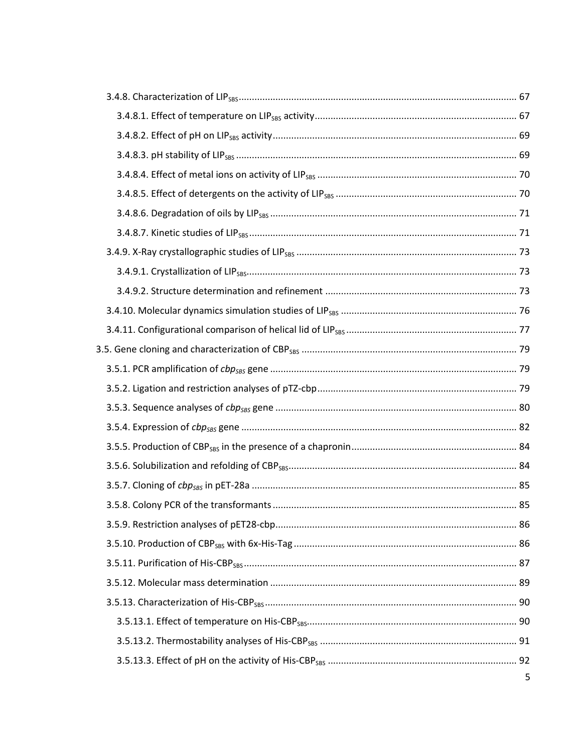3.4.8. Characterization of $LIP_{SBS}$ ........ 67

3.4.8.1. Effect of temperature on $LIP_{SBS}$ activity ........ 67

3.4.8.2. Effect of pH on $LIP_{SBS}$ activity ........ 69

3.4.8.3. pH stability of $LIP_{SBS}$ ........ 69

3.4.8.4. Effect of metal ions on activity of $LIP_{SBS}$ ........ 70

3.4.8.5. Effect of detergents on the activity of $LIP_{SBS}$ ........ 70

3.4.8.6. Degradation of oils by $LIP_{SBS}$ ........ 71

3.4.8.7. Kinetic studies of $LIP_{SBS}$ ........ 71

3.4.9. X-Ray crystallographic studies of $LIP_{SBS}$ ........ 73

3.4.9.1. Crystallization of $LIP_{SBS}$ ........ 73

3.4.9.2. Structure determination and refinement ........ 73

3.4.10. Molecular dynamics simulation studies of $LIP_{SBS}$ ........ 76

3.4.11. Configurational comparison of helical lid of $LIP_{SBS}$ ........ 77

3.5. Gene cloning and characterization of $CBP_{SBS}$ ........ 79

3.5.1. PCR amplification of *$cbp_{SBS}$* gene ........ 79

3.5.2. Ligation and restriction analyses of pTZ-cbp ........ 79

3.5.3. Sequence analyses of *$cbp_{SBS}$* gene ........ 80

3.5.4. Expression of *$cbp_{SBS}$* gene ........ 82

3.5.5. Production of $CBP_{SBS}$ in the presence of a chapronin ........ 84

3.5.6. Solubilization and refolding of $CBP_{SBS}$ ........ 84

3.5.7. Cloning of *$cbp_{SBS}$* in pET-28a ........ 85

3.5.8. Colony PCR of the transformants ........ 85

3.5.9. Restriction analyses of pET28-cbp ........ 86

3.5.10. Production of $CBP_{SBS}$ with 6x-His-Tag ........ 86

3.5.11. Purification of His-$CBP_{SBS}$ ........ 87

3.5.12. Molecular mass determination ........ 89

3.5.13. Characterization of His-$CBP_{SBS}$ ........ 90

3.5.13.1. Effect of temperature on His-$CBP_{SBS}$ ........ 90

3.5.13.2. Thermostability analyses of His-$CBP_{SBS}$ ........ 91

3.5.13.3. Effect of pH on the activity of His-$CBP_{SBS}$ ........ 92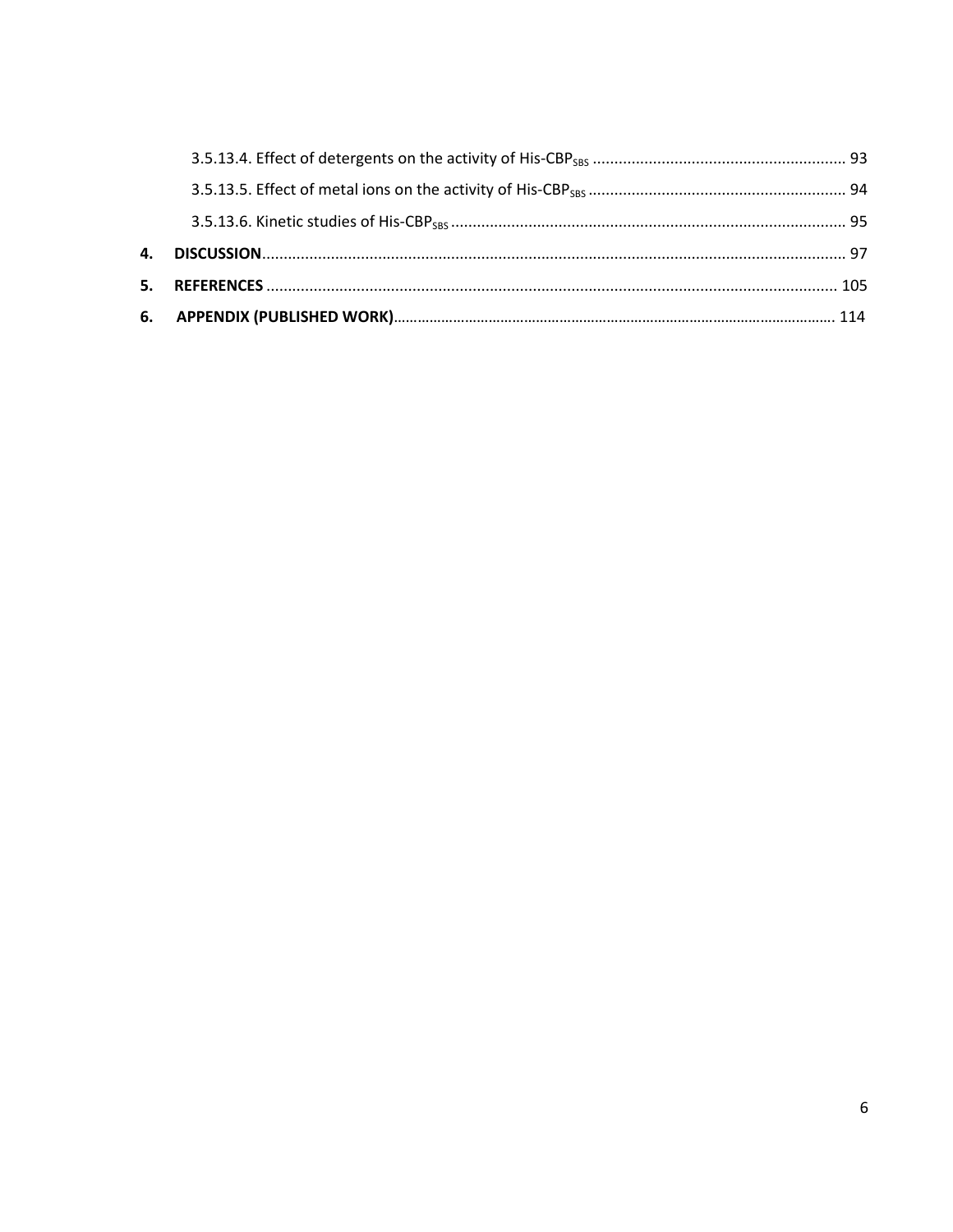3.5.13.4. Effect of detergents on the activity of His-$CBP_{SBS}$ ........................................................ 93

3.5.13.5. Effect of metal ions on the activity of His-$CBP_{SBS}$ ........................................................ 94

3.5.13.6. Kinetic studies of His-$CBP_{SBS}$ ........................................................................................ 95

**4. DISCUSSION** ........................................................................................................................ 97

**5. REFERENCES** ...................................................................................................................... 105

**6. APPENDIX (PUBLISHED WORK)** ........................................................................................ 114